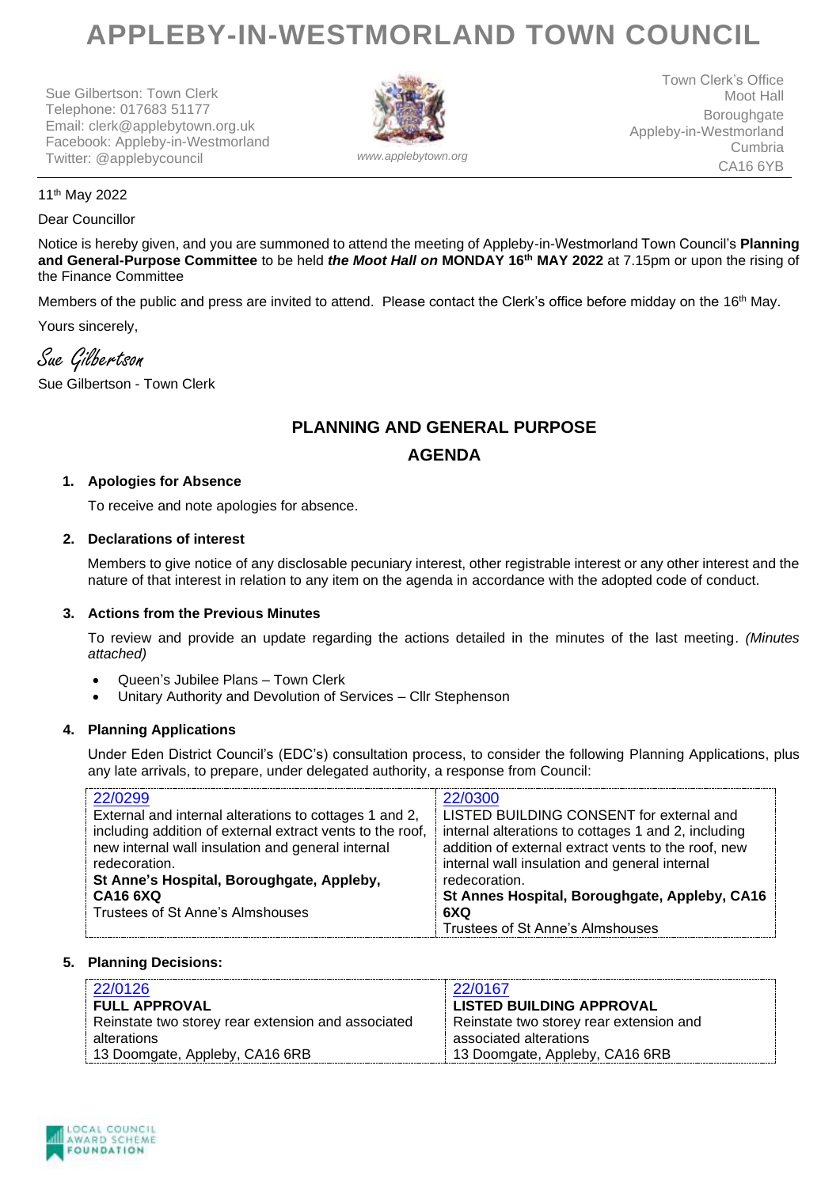# APPLEBY-IN-WESTMORLAND TOWN COUNCIL

Sue Gilbertson: Town Clerk
Telephone: 017683 51177
Email: clerk@applebytown.org.uk
Facebook: Appleby-in-Westmorland
Twitter: @applebycouncil

*www.applebytown.org*

Town Clerk's Office
Moot Hall
Boroughgate
Appleby-in-Westmorland
Cumbria
CA16 6YB

11th May 2022

Dear Councillor

Notice is hereby given, and you are summoned to attend the meeting of Appleby-in-Westmorland Town Council's **Planning and General-Purpose Committee** to be held ***the Moot Hall on*** **MONDAY 16th MAY 2022** at 7.15pm or upon the rising of the Finance Committee

Members of the public and press are invited to attend. Please contact the Clerk's office before midday on the 16th May.

Yours sincerely,

Sue Gilbertson

Sue Gilbertson - Town Clerk

## PLANNING AND GENERAL PURPOSE

## AGENDA

**1. Apologies for Absence**

To receive and note apologies for absence.

**2. Declarations of interest**

Members to give notice of any disclosable pecuniary interest, other registrable interest or any other interest and the nature of that interest in relation to any item on the agenda in accordance with the adopted code of conduct.

**3. Actions from the Previous Minutes**

To review and provide an update regarding the actions detailed in the minutes of the last meeting. *(Minutes attached)*

- Queen's Jubilee Plans – Town Clerk
- Unitary Authority and Devolution of Services – Cllr Stephenson

**4. Planning Applications**

Under Eden District Council's (EDC's) consultation process, to consider the following Planning Applications, plus any late arrivals, to prepare, under delegated authority, a response from Council:

| 22/0299 | 22/0300 |
|---|---|
| External and internal alterations to cottages 1 and 2, including addition of external extract vents to the roof, new internal wall insulation and general internal redecoration.<br>**St Anne's Hospital, Boroughgate, Appleby, CA16 6XQ**<br>Trustees of St Anne's Almshouses | LISTED BUILDING CONSENT for external and internal alterations to cottages 1 and 2, including addition of external extract vents to the roof, new internal wall insulation and general internal redecoration.<br>**St Annes Hospital, Boroughgate, Appleby, CA16 6XQ**<br>Trustees of St Anne's Almshouses |

**5. Planning Decisions:**

| 22/0126 | 22/0167 |
|---|---|
| **FULL APPROVAL**<br>Reinstate two storey rear extension and associated alterations<br>13 Doomgate, Appleby, CA16 6RB | **LISTED BUILDING APPROVAL**<br>Reinstate two storey rear extension and associated alterations<br>13 Doomgate, Appleby, CA16 6RB |

LOCAL COUNCIL AWARD SCHEME FOUNDATION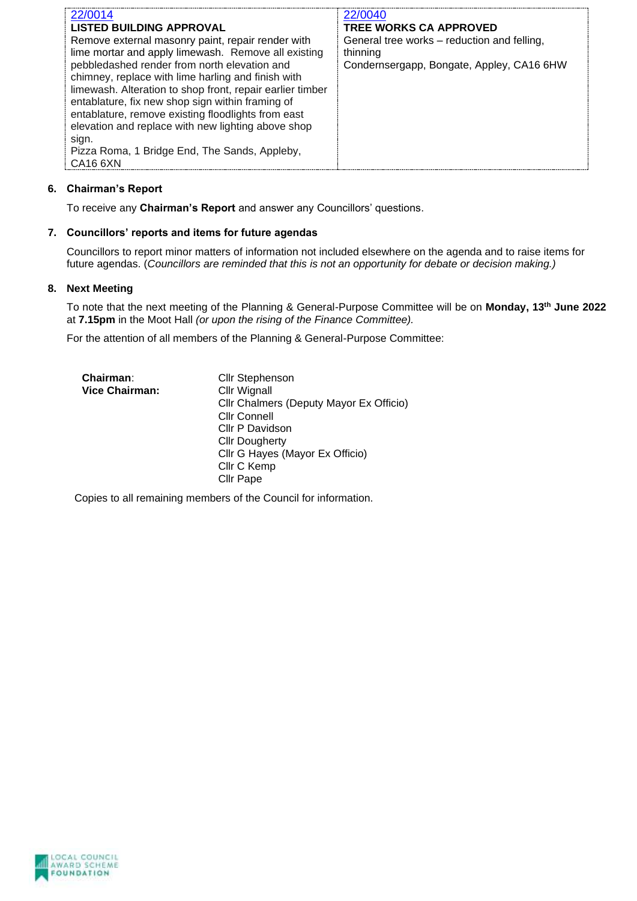| | |
|---|---|
| 22/0014<br>**LISTED BUILDING APPROVAL**<br>Remove external masonry paint, repair render with lime mortar and apply limewash. Remove all existing pebbledashed render from north elevation and chimney, replace with lime harling and finish with limewash. Alteration to shop front, repair earlier timber entablature, fix new shop sign within framing of entablature, remove existing floodlights from east elevation and replace with new lighting above shop sign.<br>Pizza Roma, 1 Bridge End, The Sands, Appleby, CA16 6XN | 22/0040<br>**TREE WORKS CA APPROVED**<br>General tree works – reduction and felling, thinning<br>Condernsergapp, Bongate, Appley, CA16 6HW |

### 6. Chairman's Report

To receive any **Chairman's Report** and answer any Councillors' questions.

### 7. Councillors' reports and items for future agendas

Councillors to report minor matters of information not included elsewhere on the agenda and to raise items for future agendas. (*Councillors are reminded that this is not an opportunity for debate or decision making.)*

### 8. Next Meeting

To note that the next meeting of the Planning & General-Purpose Committee will be on **Monday, 13th June 2022** at **7.15pm** in the Moot Hall *(or upon the rising of the Finance Committee).*

For the attention of all members of the Planning & General-Purpose Committee:

| | |
|---|---|
| **Chairman**: | Cllr Stephenson |
| **Vice Chairman:** | Cllr Wignall |
| | Cllr Chalmers (Deputy Mayor Ex Officio) |
| | Cllr Connell |
| | Cllr P Davidson |
| | Cllr Dougherty |
| | Cllr G Hayes (Mayor Ex Officio) |
| | Cllr C Kemp |
| | Cllr Pape |

Copies to all remaining members of the Council for information.

LOCAL COUNCIL AWARD SCHEME FOUNDATION